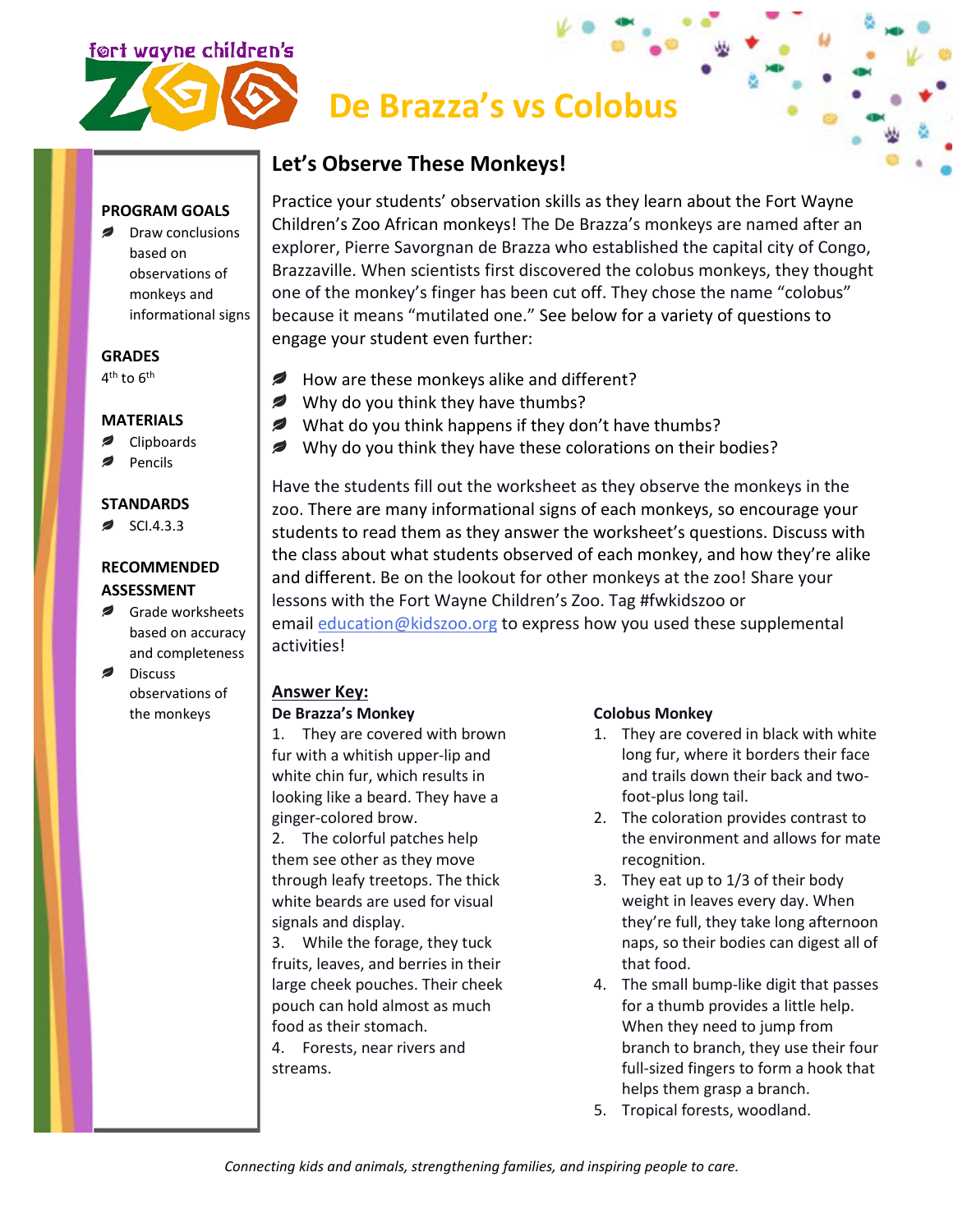fort wayne children's ZOO

# De Brazza's vs Colobus

**PROGRAM GOALS**

- Draw conclusions based on observations of monkeys and informational signs

**GRADES**

4th to 6th

**MATERIALS**

- Clipboards
- Pencils

**STANDARDS**

- SCI.4.3.3

**RECOMMENDED ASSESSMENT**

- Grade worksheets based on accuracy and completeness
- Discuss observations of the monkeys

## Let's Observe These Monkeys!

Practice your students' observation skills as they learn about the Fort Wayne Children's Zoo African monkeys! The De Brazza's monkeys are named after an explorer, Pierre Savorgnan de Brazza who established the capital city of Congo, Brazzaville. When scientists first discovered the colobus monkeys, they thought one of the monkey's finger has been cut off. They chose the name "colobus" because it means "mutilated one." See below for a variety of questions to engage your student even further:

- How are these monkeys alike and different?
- Why do you think they have thumbs?
- What do you think happens if they don't have thumbs?
- Why do you think they have these colorations on their bodies?

Have the students fill out the worksheet as they observe the monkeys in the zoo. There are many informational signs of each monkeys, so encourage your students to read them as they answer the worksheet's questions. Discuss with the class about what students observed of each monkey, and how they're alike and different. Be on the lookout for other monkeys at the zoo! Share your lessons with the Fort Wayne Children's Zoo. Tag #fwkidszoo or email education@kidszoo.org to express how you used these supplemental activities!

**Answer Key:**

**De Brazza's Monkey**

1. They are covered with brown fur with a whitish upper-lip and white chin fur, which results in looking like a beard. They have a ginger-colored brow.
2. The colorful patches help them see other as they move through leafy treetops. The thick white beards are used for visual signals and display.
3. While the forage, they tuck fruits, leaves, and berries in their large cheek pouches. Their cheek pouch can hold almost as much food as their stomach.
4. Forests, near rivers and streams.

**Colobus Monkey**

1. They are covered in black with white long fur, where it borders their face and trails down their back and two-foot-plus long tail.
2. The coloration provides contrast to the environment and allows for mate recognition.
3. They eat up to 1/3 of their body weight in leaves every day. When they're full, they take long afternoon naps, so their bodies can digest all of that food.
4. The small bump-like digit that passes for a thumb provides a little help. When they need to jump from branch to branch, they use their four full-sized fingers to form a hook that helps them grasp a branch.
5. Tropical forests, woodland.

*Connecting kids and animals, strengthening families, and inspiring people to care.*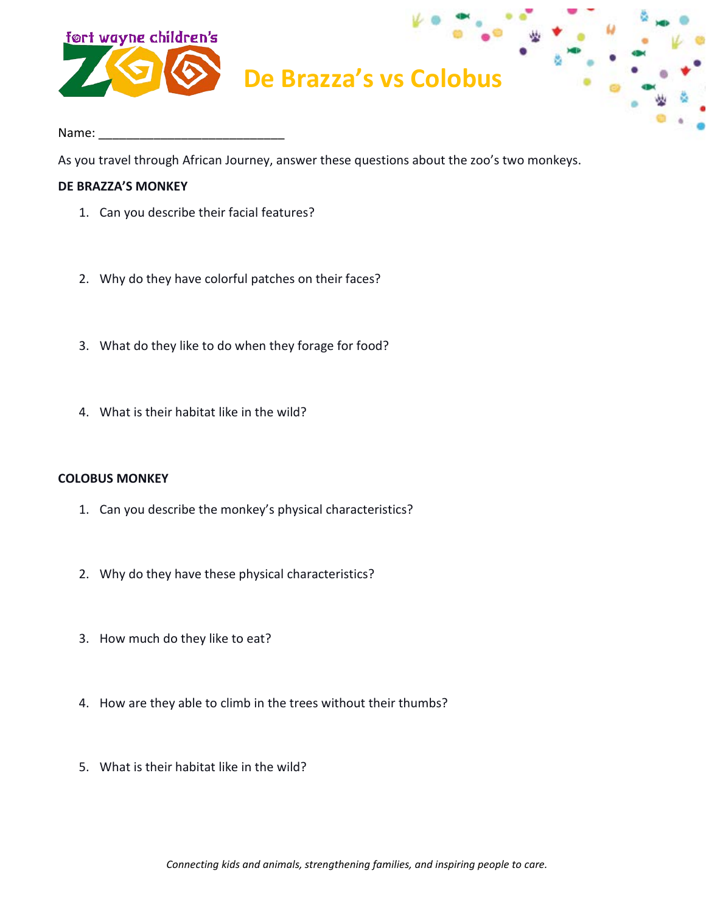fort wayne children's zoo

# De Brazza's vs Colobus

Name: ___________________________

As you travel through African Journey, answer these questions about the zoo's two monkeys.

**DE BRAZZA'S MONKEY**

1. Can you describe their facial features?
2. Why do they have colorful patches on their faces?
3. What do they like to do when they forage for food?
4. What is their habitat like in the wild?

**COLOBUS MONKEY**

1. Can you describe the monkey's physical characteristics?
2. Why do they have these physical characteristics?
3. How much do they like to eat?
4. How are they able to climb in the trees without their thumbs?
5. What is their habitat like in the wild?

*Connecting kids and animals, strengthening families, and inspiring people to care.*